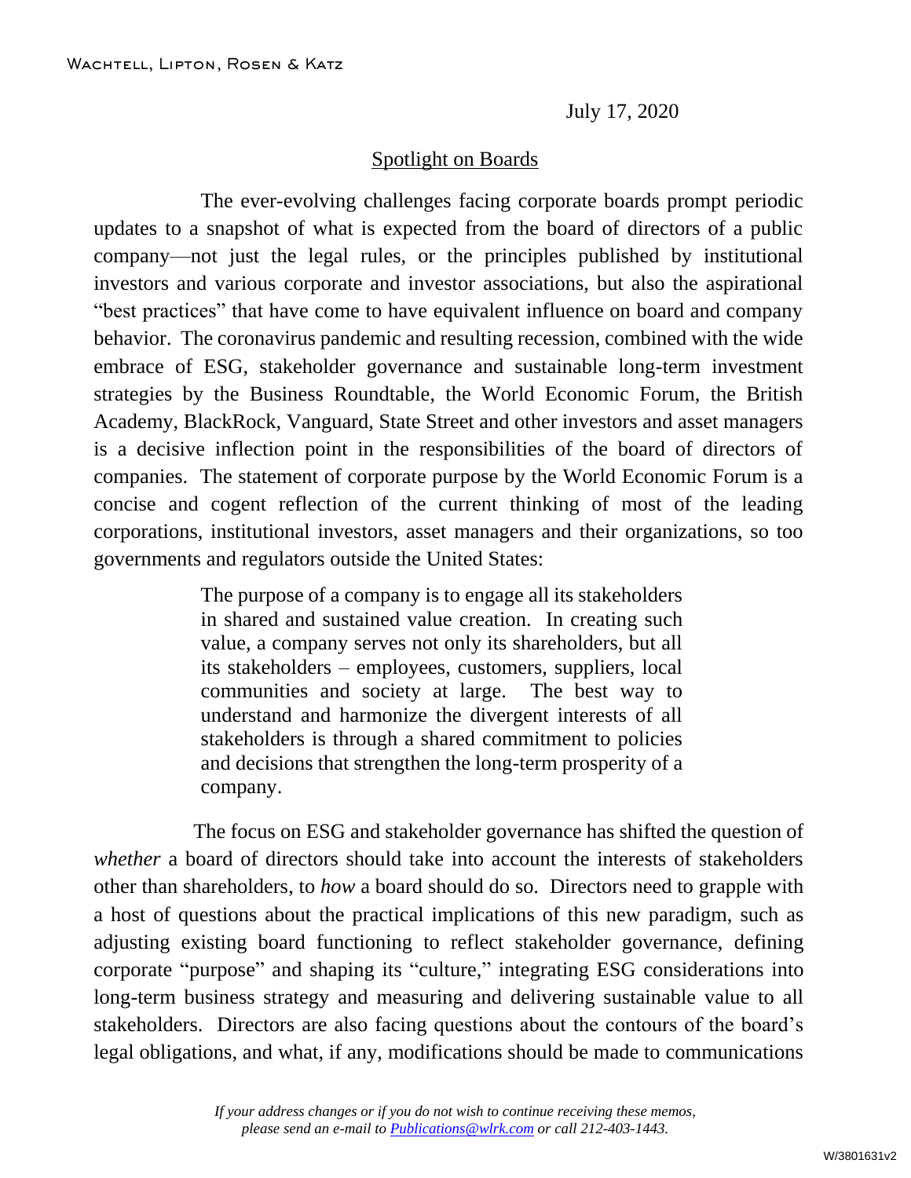WACHTELL, LIPTON, ROSEN & KATZ

July 17, 2020

## Spotlight on Boards

The ever-evolving challenges facing corporate boards prompt periodic updates to a snapshot of what is expected from the board of directors of a public company—not just the legal rules, or the principles published by institutional investors and various corporate and investor associations, but also the aspirational "best practices" that have come to have equivalent influence on board and company behavior. The coronavirus pandemic and resulting recession, combined with the wide embrace of ESG, stakeholder governance and sustainable long-term investment strategies by the Business Roundtable, the World Economic Forum, the British Academy, BlackRock, Vanguard, State Street and other investors and asset managers is a decisive inflection point in the responsibilities of the board of directors of companies. The statement of corporate purpose by the World Economic Forum is a concise and cogent reflection of the current thinking of most of the leading corporations, institutional investors, asset managers and their organizations, so too governments and regulators outside the United States:

> The purpose of a company is to engage all its stakeholders in shared and sustained value creation. In creating such value, a company serves not only its shareholders, but all its stakeholders – employees, customers, suppliers, local communities and society at large. The best way to understand and harmonize the divergent interests of all stakeholders is through a shared commitment to policies and decisions that strengthen the long-term prosperity of a company.

The focus on ESG and stakeholder governance has shifted the question of *whether* a board of directors should take into account the interests of stakeholders other than shareholders, to *how* a board should do so. Directors need to grapple with a host of questions about the practical implications of this new paradigm, such as adjusting existing board functioning to reflect stakeholder governance, defining corporate "purpose" and shaping its "culture," integrating ESG considerations into long-term business strategy and measuring and delivering sustainable value to all stakeholders. Directors are also facing questions about the contours of the board's legal obligations, and what, if any, modifications should be made to communications

*If your address changes or if you do not wish to continue receiving these memos, please send an e-mail to Publications@wlrk.com or call 212-403-1443.*

W/3801631v2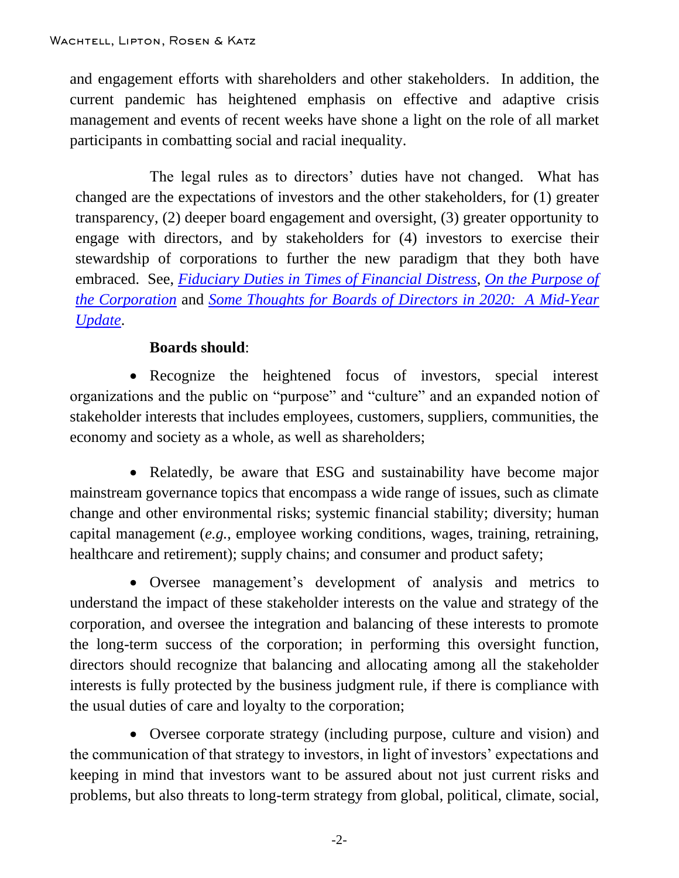and engagement efforts with shareholders and other stakeholders. In addition, the current pandemic has heightened emphasis on effective and adaptive crisis management and events of recent weeks have shone a light on the role of all market participants in combatting social and racial inequality.

The legal rules as to directors' duties have not changed. What has changed are the expectations of investors and the other stakeholders, for (1) greater transparency, (2) deeper board engagement and oversight, (3) greater opportunity to engage with directors, and by stakeholders for (4) investors to exercise their stewardship of corporations to further the new paradigm that they both have embraced. See, *Fiduciary Duties in Times of Financial Distress*, *On the Purpose of the Corporation* and *Some Thoughts for Boards of Directors in 2020: A Mid-Year Update*.

**Boards should**:

- Recognize the heightened focus of investors, special interest organizations and the public on "purpose" and "culture" and an expanded notion of stakeholder interests that includes employees, customers, suppliers, communities, the economy and society as a whole, as well as shareholders;

- Relatedly, be aware that ESG and sustainability have become major mainstream governance topics that encompass a wide range of issues, such as climate change and other environmental risks; systemic financial stability; diversity; human capital management (*e.g.*, employee working conditions, wages, training, retraining, healthcare and retirement); supply chains; and consumer and product safety;

- Oversee management's development of analysis and metrics to understand the impact of these stakeholder interests on the value and strategy of the corporation, and oversee the integration and balancing of these interests to promote the long-term success of the corporation; in performing this oversight function, directors should recognize that balancing and allocating among all the stakeholder interests is fully protected by the business judgment rule, if there is compliance with the usual duties of care and loyalty to the corporation;

- Oversee corporate strategy (including purpose, culture and vision) and the communication of that strategy to investors, in light of investors' expectations and keeping in mind that investors want to be assured about not just current risks and problems, but also threats to long-term strategy from global, political, climate, social,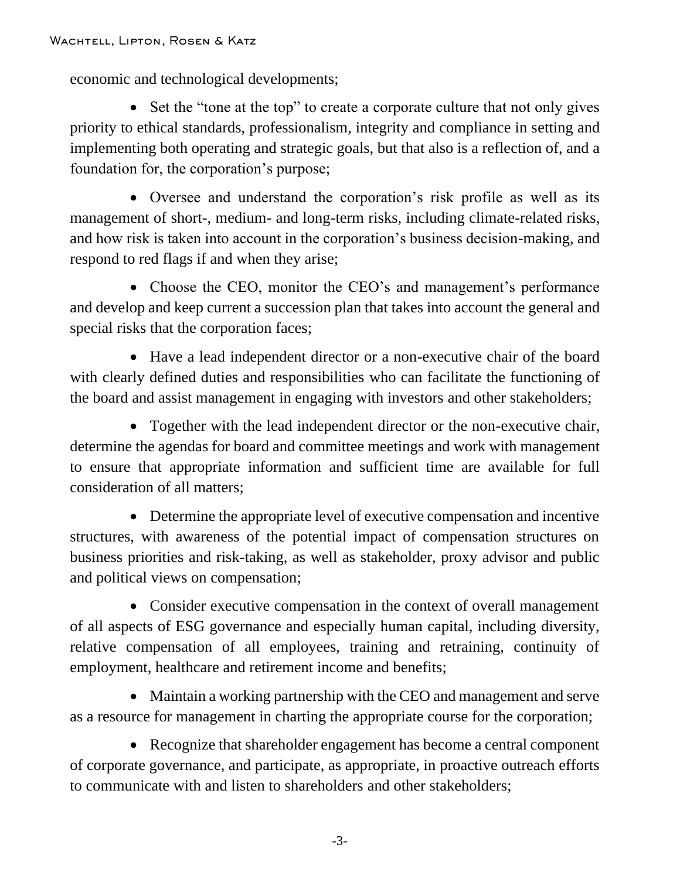economic and technological developments;

- Set the "tone at the top" to create a corporate culture that not only gives priority to ethical standards, professionalism, integrity and compliance in setting and implementing both operating and strategic goals, but that also is a reflection of, and a foundation for, the corporation's purpose;

- Oversee and understand the corporation's risk profile as well as its management of short-, medium- and long-term risks, including climate-related risks, and how risk is taken into account in the corporation's business decision-making, and respond to red flags if and when they arise;

- Choose the CEO, monitor the CEO's and management's performance and develop and keep current a succession plan that takes into account the general and special risks that the corporation faces;

- Have a lead independent director or a non-executive chair of the board with clearly defined duties and responsibilities who can facilitate the functioning of the board and assist management in engaging with investors and other stakeholders;

- Together with the lead independent director or the non-executive chair, determine the agendas for board and committee meetings and work with management to ensure that appropriate information and sufficient time are available for full consideration of all matters;

- Determine the appropriate level of executive compensation and incentive structures, with awareness of the potential impact of compensation structures on business priorities and risk-taking, as well as stakeholder, proxy advisor and public and political views on compensation;

- Consider executive compensation in the context of overall management of all aspects of ESG governance and especially human capital, including diversity, relative compensation of all employees, training and retraining, continuity of employment, healthcare and retirement income and benefits;

- Maintain a working partnership with the CEO and management and serve as a resource for management in charting the appropriate course for the corporation;

- Recognize that shareholder engagement has become a central component of corporate governance, and participate, as appropriate, in proactive outreach efforts to communicate with and listen to shareholders and other stakeholders;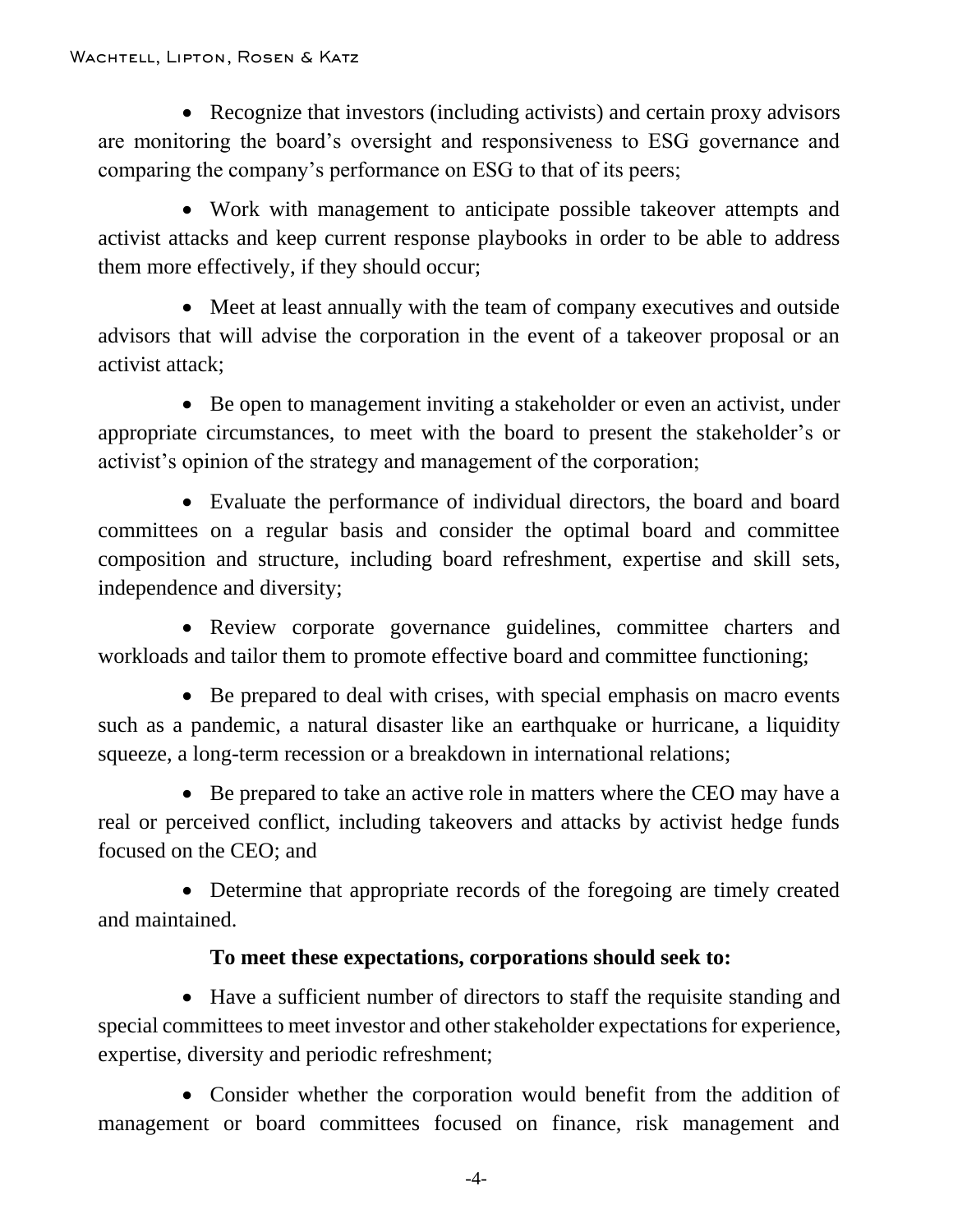- Recognize that investors (including activists) and certain proxy advisors are monitoring the board's oversight and responsiveness to ESG governance and comparing the company's performance on ESG to that of its peers;

- Work with management to anticipate possible takeover attempts and activist attacks and keep current response playbooks in order to be able to address them more effectively, if they should occur;

- Meet at least annually with the team of company executives and outside advisors that will advise the corporation in the event of a takeover proposal or an activist attack;

- Be open to management inviting a stakeholder or even an activist, under appropriate circumstances, to meet with the board to present the stakeholder's or activist's opinion of the strategy and management of the corporation;

- Evaluate the performance of individual directors, the board and board committees on a regular basis and consider the optimal board and committee composition and structure, including board refreshment, expertise and skill sets, independence and diversity;

- Review corporate governance guidelines, committee charters and workloads and tailor them to promote effective board and committee functioning;

- Be prepared to deal with crises, with special emphasis on macro events such as a pandemic, a natural disaster like an earthquake or hurricane, a liquidity squeeze, a long-term recession or a breakdown in international relations;

- Be prepared to take an active role in matters where the CEO may have a real or perceived conflict, including takeovers and attacks by activist hedge funds focused on the CEO; and

- Determine that appropriate records of the foregoing are timely created and maintained.

**To meet these expectations, corporations should seek to:**

- Have a sufficient number of directors to staff the requisite standing and special committees to meet investor and other stakeholder expectations for experience, expertise, diversity and periodic refreshment;

- Consider whether the corporation would benefit from the addition of management or board committees focused on finance, risk management and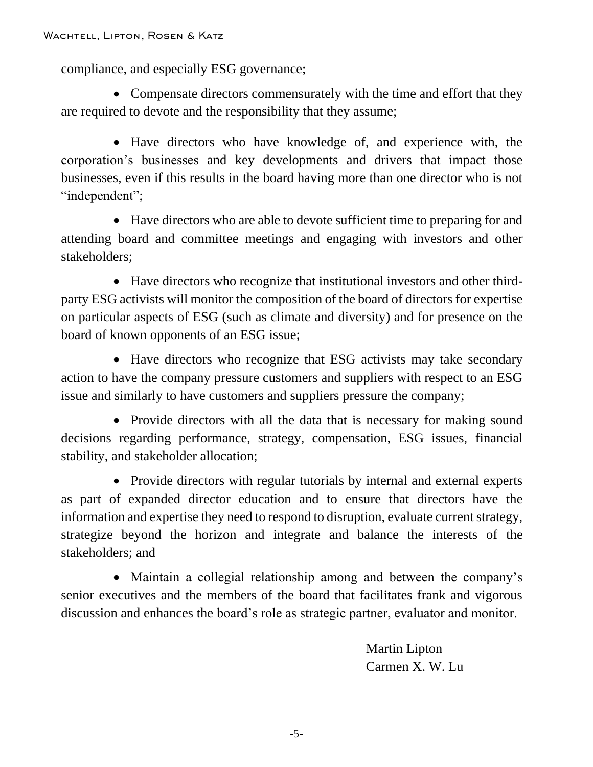compliance, and especially ESG governance;

- Compensate directors commensurately with the time and effort that they are required to devote and the responsibility that they assume;

- Have directors who have knowledge of, and experience with, the corporation's businesses and key developments and drivers that impact those businesses, even if this results in the board having more than one director who is not "independent";

- Have directors who are able to devote sufficient time to preparing for and attending board and committee meetings and engaging with investors and other stakeholders;

- Have directors who recognize that institutional investors and other third-party ESG activists will monitor the composition of the board of directors for expertise on particular aspects of ESG (such as climate and diversity) and for presence on the board of known opponents of an ESG issue;

- Have directors who recognize that ESG activists may take secondary action to have the company pressure customers and suppliers with respect to an ESG issue and similarly to have customers and suppliers pressure the company;

- Provide directors with all the data that is necessary for making sound decisions regarding performance, strategy, compensation, ESG issues, financial stability, and stakeholder allocation;

- Provide directors with regular tutorials by internal and external experts as part of expanded director education and to ensure that directors have the information and expertise they need to respond to disruption, evaluate current strategy, strategize beyond the horizon and integrate and balance the interests of the stakeholders; and

- Maintain a collegial relationship among and between the company's senior executives and the members of the board that facilitates frank and vigorous discussion and enhances the board's role as strategic partner, evaluator and monitor.

Martin Lipton
Carmen X. W. Lu